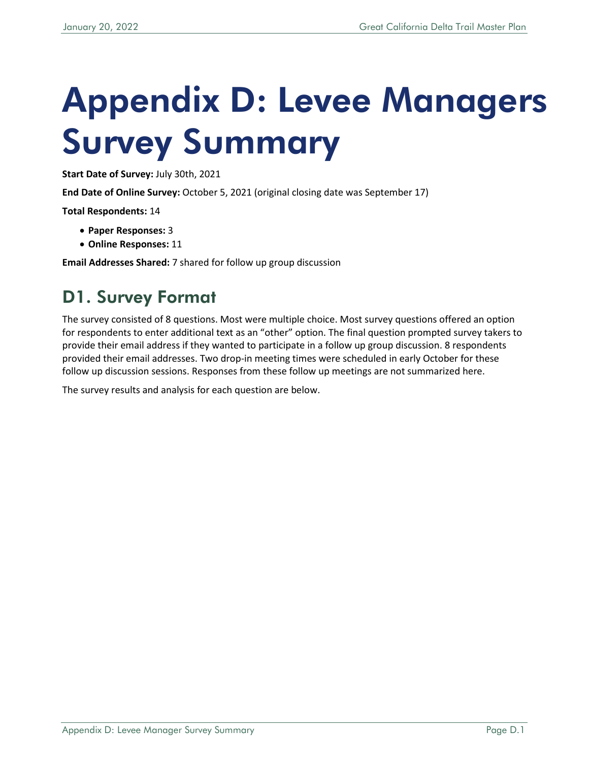# Appendix D: Levee Managers Survey Summary

**Start Date of Survey:** July 30th, 2021

**End Date of Online Survey:** October 5, 2021 (original closing date was September 17)

**Total Respondents:** 14

- **Paper Responses:** 3
- **Online Responses:** 11

**Email Addresses Shared:** 7 shared for follow up group discussion

## D1. Survey Format

The survey consisted of 8 questions. Most were multiple choice. Most survey questions offered an option for respondents to enter additional text as an "other" option. The final question prompted survey takers to provide their email address if they wanted to participate in a follow up group discussion. 8 respondents provided their email addresses. Two drop-in meeting times were scheduled in early October for these follow up discussion sessions. Responses from these follow up meetings are not summarized here.

The survey results and analysis for each question are below.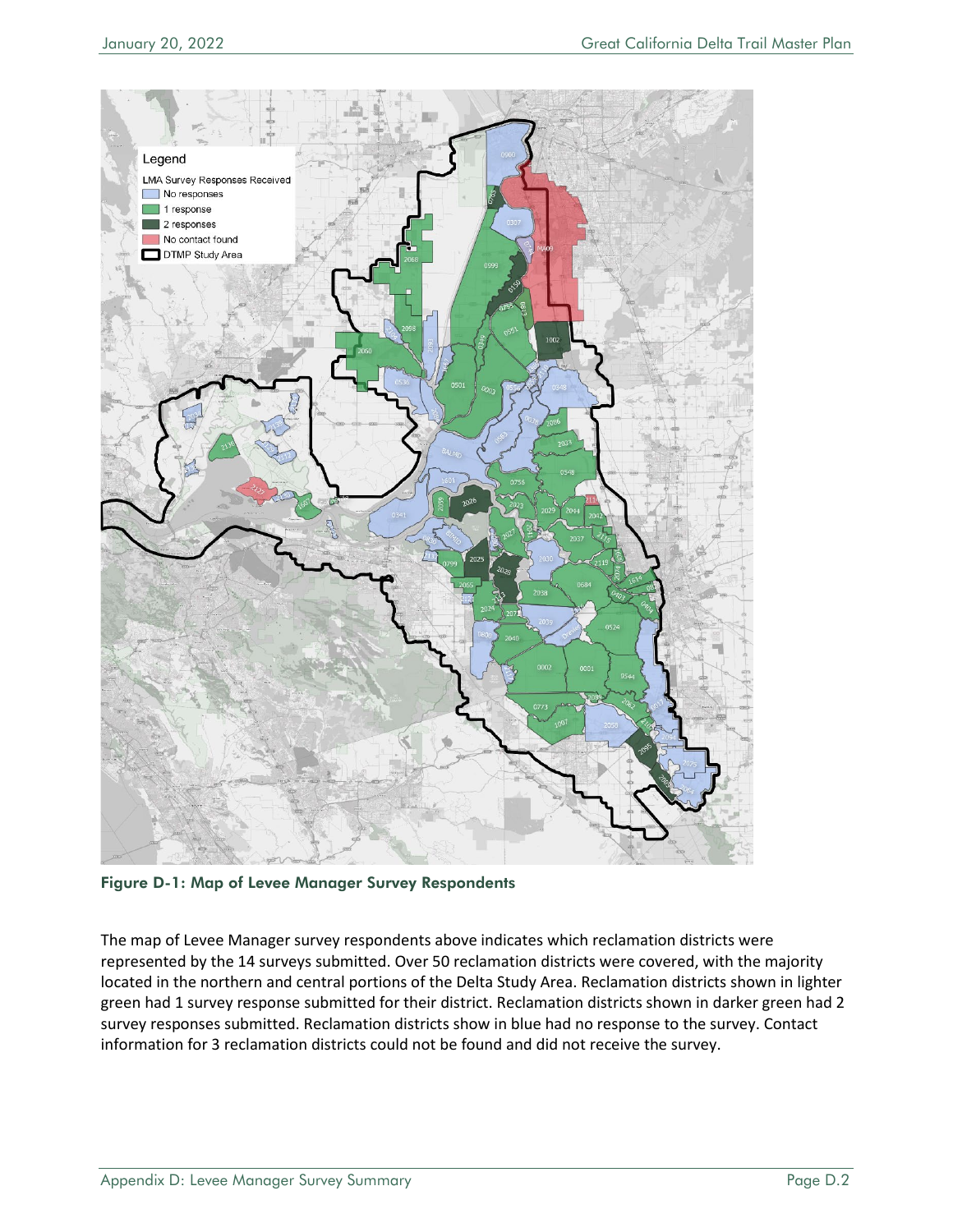**Figure D-1: Map of Levee Manager Survey Respondents**

The map of Levee Manager survey respondents above indicates which reclamation districts were represented by the 14 surveys submitted. Over 50 reclamation districts were covered, with the majority located in the northern and central portions of the Delta Study Area. Reclamation districts shown in lighter green had 1 survey response submitted for their district. Reclamation districts shown in darker green had 2 survey responses submitted. Reclamation districts show in blue had no response to the survey. Contact information for 3 reclamation districts could not be found and did not receive the survey.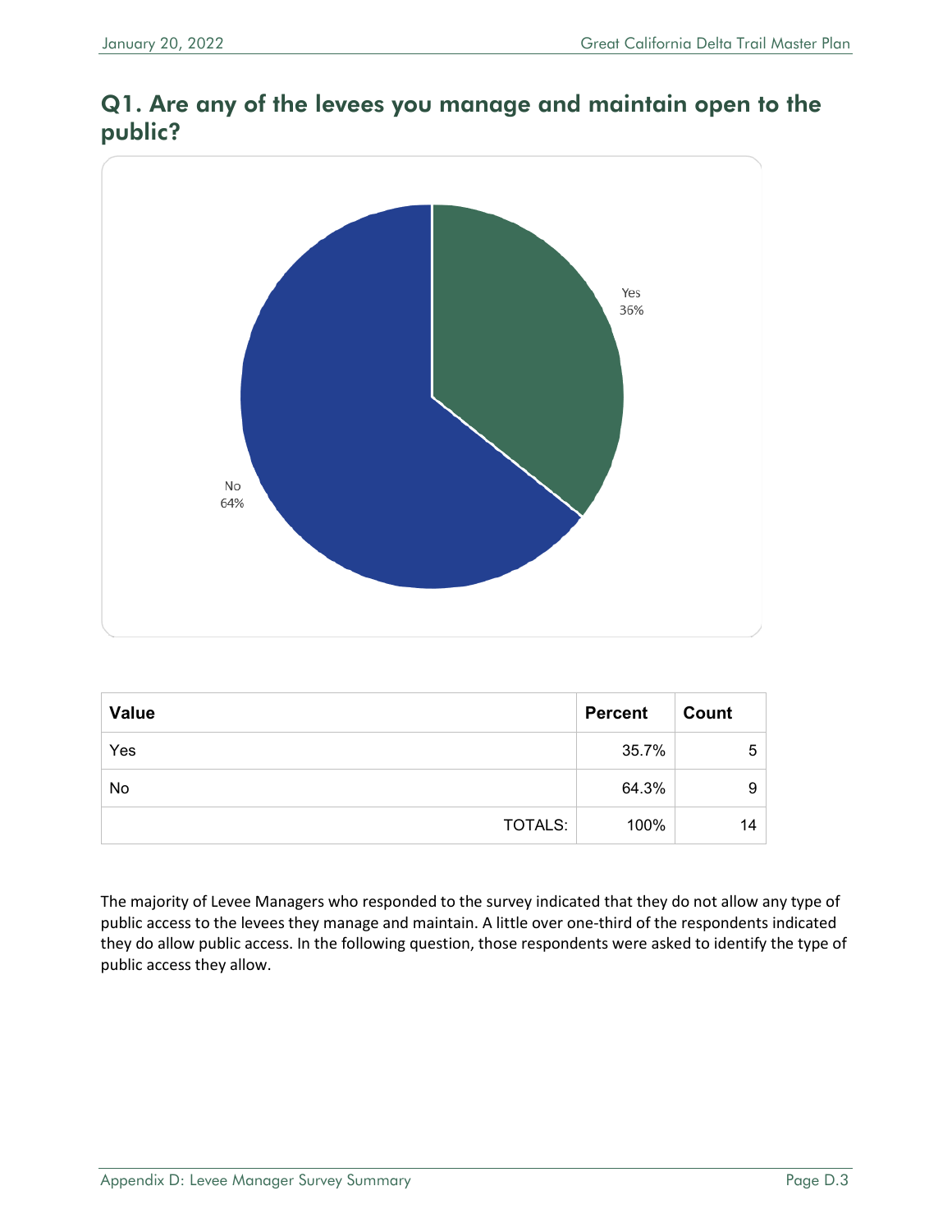## Q1. Are any of the levees you manage and maintain open to the public?

Yes
36%

No
64%

| Value | Percent | Count |
|---|---|---|
| Yes | 35.7% | 5 |
| No | 64.3% | 9 |
| TOTALS: | 100% | 14 |

The majority of Levee Managers who responded to the survey indicated that they do not allow any type of public access to the levees they manage and maintain. A little over one-third of the respondents indicated they do allow public access. In the following question, those respondents were asked to identify the type of public access they allow.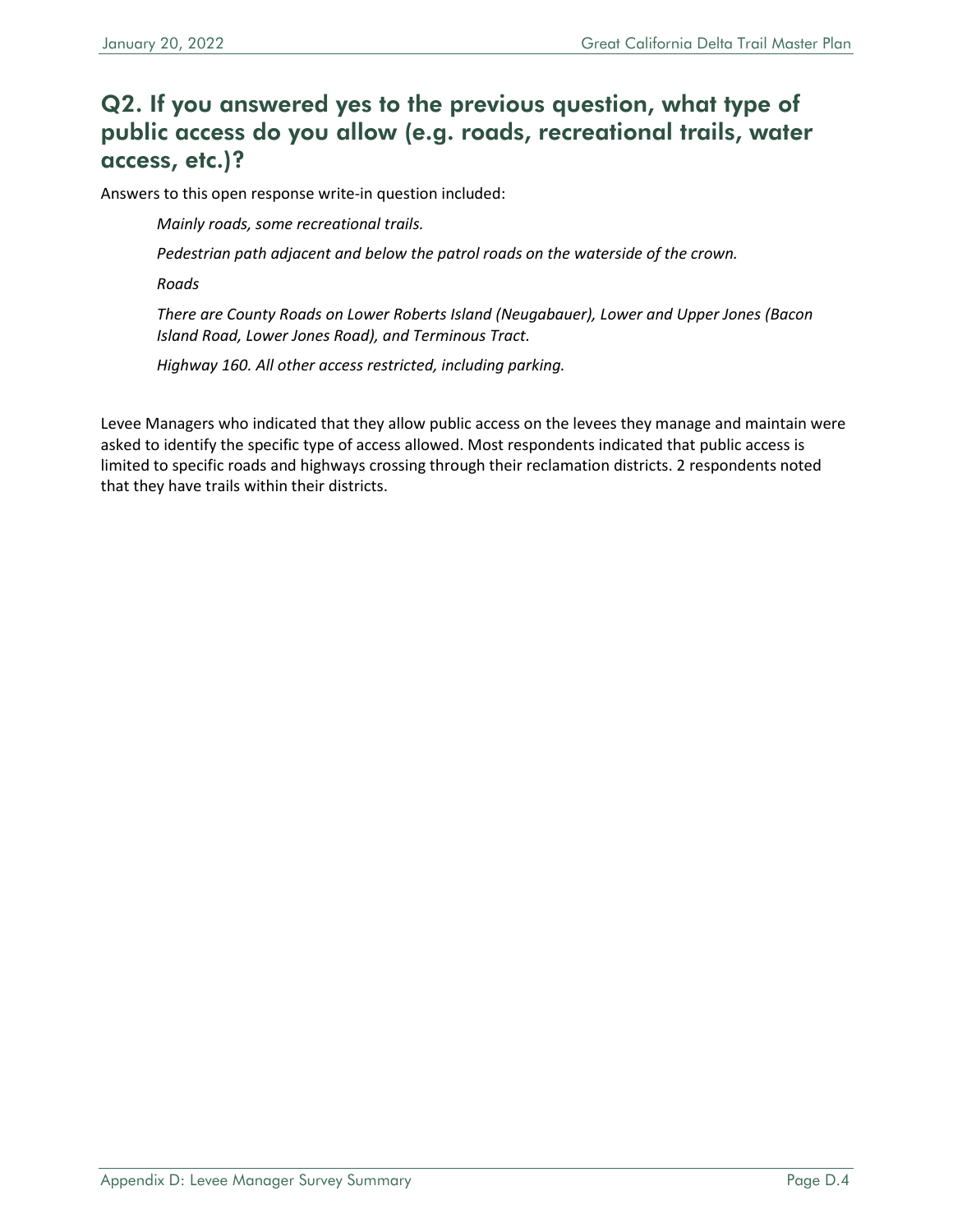## Q2. If you answered yes to the previous question, what type of public access do you allow (e.g. roads, recreational trails, water access, etc.)?

Answers to this open response write-in question included:

> *Mainly roads, some recreational trails.*
>
> *Pedestrian path adjacent and below the patrol roads on the waterside of the crown.*
>
> *Roads*
>
> *There are County Roads on Lower Roberts Island (Neugabauer), Lower and Upper Jones (Bacon Island Road, Lower Jones Road), and Terminous Tract.*
>
> *Highway 160. All other access restricted, including parking.*

Levee Managers who indicated that they allow public access on the levees they manage and maintain were asked to identify the specific type of access allowed. Most respondents indicated that public access is limited to specific roads and highways crossing through their reclamation districts. 2 respondents noted that they have trails within their districts.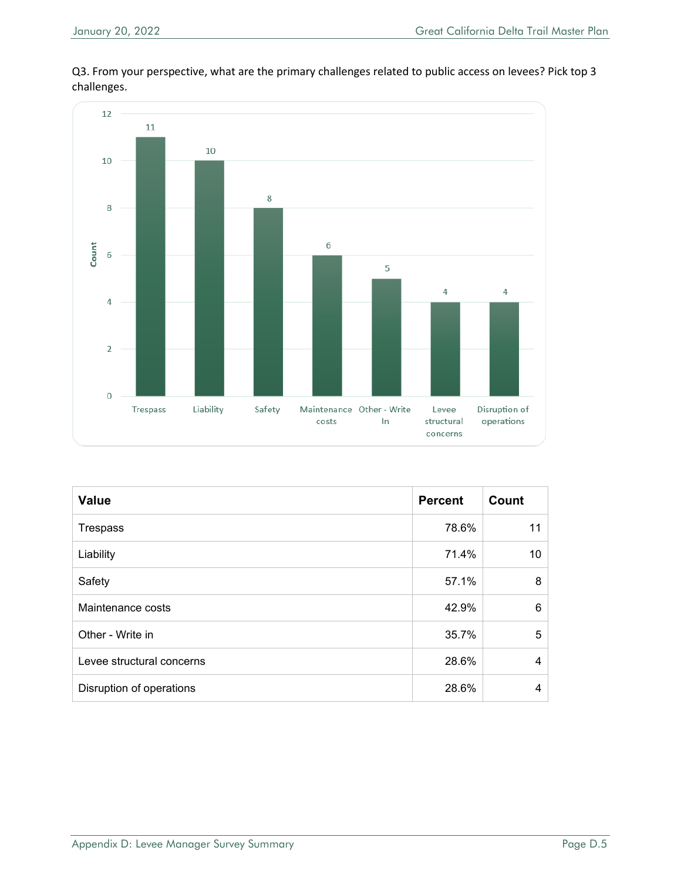Q3. From your perspective, what are the primary challenges related to public access on levees? Pick top 3 challenges.

| Value | Percent | Count |
|---|---|---|
| Trespass | 78.6% | 11 |
| Liability | 71.4% | 10 |
| Safety | 57.1% | 8 |
| Maintenance costs | 42.9% | 6 |
| Other - Write in | 35.7% | 5 |
| Levee structural concerns | 28.6% | 4 |
| Disruption of operations | 28.6% | 4 |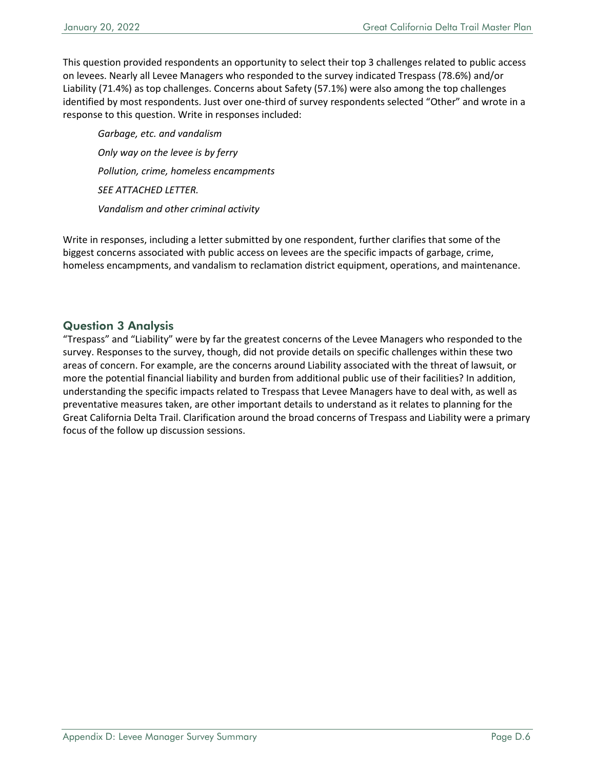This question provided respondents an opportunity to select their top 3 challenges related to public access on levees. Nearly all Levee Managers who responded to the survey indicated Trespass (78.6%) and/or Liability (71.4%) as top challenges. Concerns about Safety (57.1%) were also among the top challenges identified by most respondents. Just over one-third of survey respondents selected "Other" and wrote in a response to this question. Write in responses included:

> *Garbage, etc. and vandalism*
>
> *Only way on the levee is by ferry*
>
> *Pollution, crime, homeless encampments*
>
> *SEE ATTACHED LETTER.*
>
> *Vandalism and other criminal activity*

Write in responses, including a letter submitted by one respondent, further clarifies that some of the biggest concerns associated with public access on levees are the specific impacts of garbage, crime, homeless encampments, and vandalism to reclamation district equipment, operations, and maintenance.

## Question 3 Analysis

"Trespass" and "Liability" were by far the greatest concerns of the Levee Managers who responded to the survey. Responses to the survey, though, did not provide details on specific challenges within these two areas of concern. For example, are the concerns around Liability associated with the threat of lawsuit, or more the potential financial liability and burden from additional public use of their facilities? In addition, understanding the specific impacts related to Trespass that Levee Managers have to deal with, as well as preventative measures taken, are other important details to understand as it relates to planning for the Great California Delta Trail. Clarification around the broad concerns of Trespass and Liability were a primary focus of the follow up discussion sessions.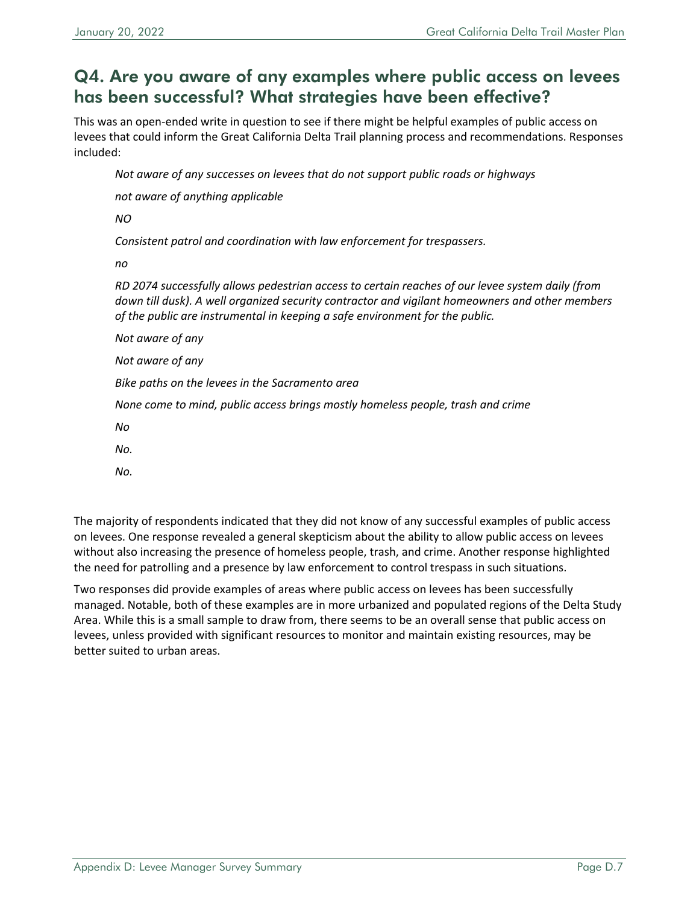## Q4. Are you aware of any examples where public access on levees has been successful? What strategies have been effective?

This was an open-ended write in question to see if there might be helpful examples of public access on levees that could inform the Great California Delta Trail planning process and recommendations. Responses included:

> *Not aware of any successes on levees that do not support public roads or highways*
>
> *not aware of anything applicable*
>
> *NO*
>
> *Consistent patrol and coordination with law enforcement for trespassers.*
>
> *no*
>
> *RD 2074 successfully allows pedestrian access to certain reaches of our levee system daily (from down till dusk). A well organized security contractor and vigilant homeowners and other members of the public are instrumental in keeping a safe environment for the public.*
>
> *Not aware of any*
>
> *Not aware of any*
>
> *Bike paths on the levees in the Sacramento area*
>
> *None come to mind, public access brings mostly homeless people, trash and crime*
>
> *No*
>
> *No.*
>
> *No.*

The majority of respondents indicated that they did not know of any successful examples of public access on levees. One response revealed a general skepticism about the ability to allow public access on levees without also increasing the presence of homeless people, trash, and crime. Another response highlighted the need for patrolling and a presence by law enforcement to control trespass in such situations.

Two responses did provide examples of areas where public access on levees has been successfully managed. Notable, both of these examples are in more urbanized and populated regions of the Delta Study Area. While this is a small sample to draw from, there seems to be an overall sense that public access on levees, unless provided with significant resources to monitor and maintain existing resources, may be better suited to urban areas.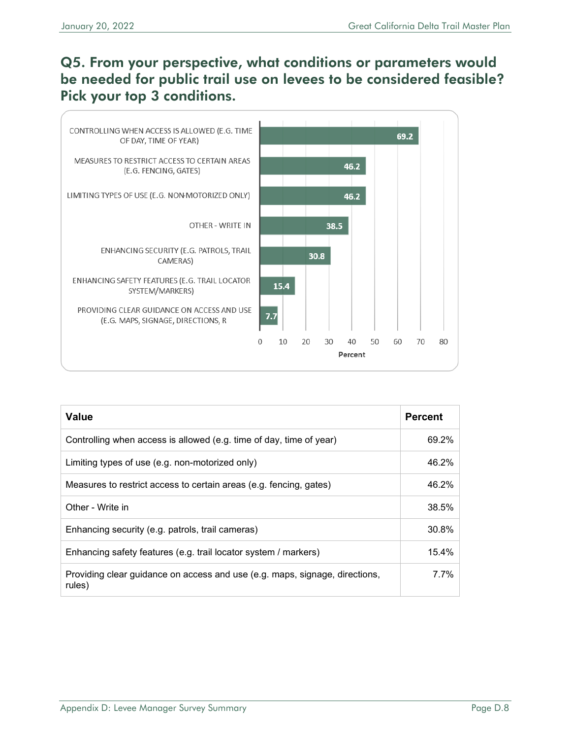## Q5. From your perspective, what conditions or parameters would be needed for public trail use on levees to be considered feasible? Pick your top 3 conditions.

| Value | Percent |
|---|---|
| Controlling when access is allowed (e.g. time of day, time of year) | 69.2% |
| Limiting types of use (e.g. non-motorized only) | 46.2% |
| Measures to restrict access to certain areas (e.g. fencing, gates) | 46.2% |
| Other - Write in | 38.5% |
| Enhancing security (e.g. patrols, trail cameras) | 30.8% |
| Enhancing safety features (e.g. trail locator system / markers) | 15.4% |
| Providing clear guidance on access and use (e.g. maps, signage, directions, rules) | 7.7% |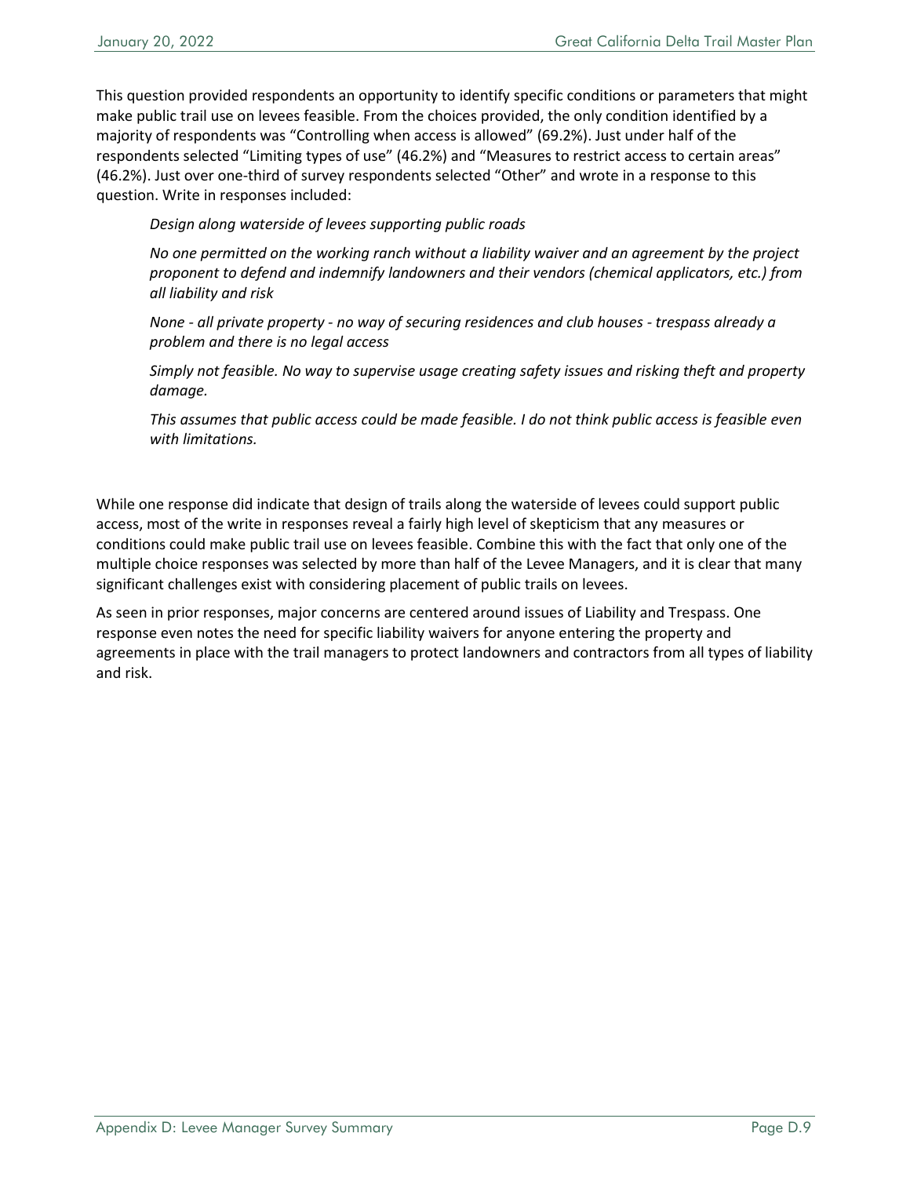This question provided respondents an opportunity to identify specific conditions or parameters that might make public trail use on levees feasible. From the choices provided, the only condition identified by a majority of respondents was "Controlling when access is allowed" (69.2%). Just under half of the respondents selected "Limiting types of use" (46.2%) and "Measures to restrict access to certain areas" (46.2%). Just over one-third of survey respondents selected "Other" and wrote in a response to this question. Write in responses included:

> *Design along waterside of levees supporting public roads*
>
> *No one permitted on the working ranch without a liability waiver and an agreement by the project proponent to defend and indemnify landowners and their vendors (chemical applicators, etc.) from all liability and risk*
>
> *None - all private property - no way of securing residences and club houses - trespass already a problem and there is no legal access*
>
> *Simply not feasible. No way to supervise usage creating safety issues and risking theft and property damage.*
>
> *This assumes that public access could be made feasible. I do not think public access is feasible even with limitations.*

While one response did indicate that design of trails along the waterside of levees could support public access, most of the write in responses reveal a fairly high level of skepticism that any measures or conditions could make public trail use on levees feasible. Combine this with the fact that only one of the multiple choice responses was selected by more than half of the Levee Managers, and it is clear that many significant challenges exist with considering placement of public trails on levees.

As seen in prior responses, major concerns are centered around issues of Liability and Trespass. One response even notes the need for specific liability waivers for anyone entering the property and agreements in place with the trail managers to protect landowners and contractors from all types of liability and risk.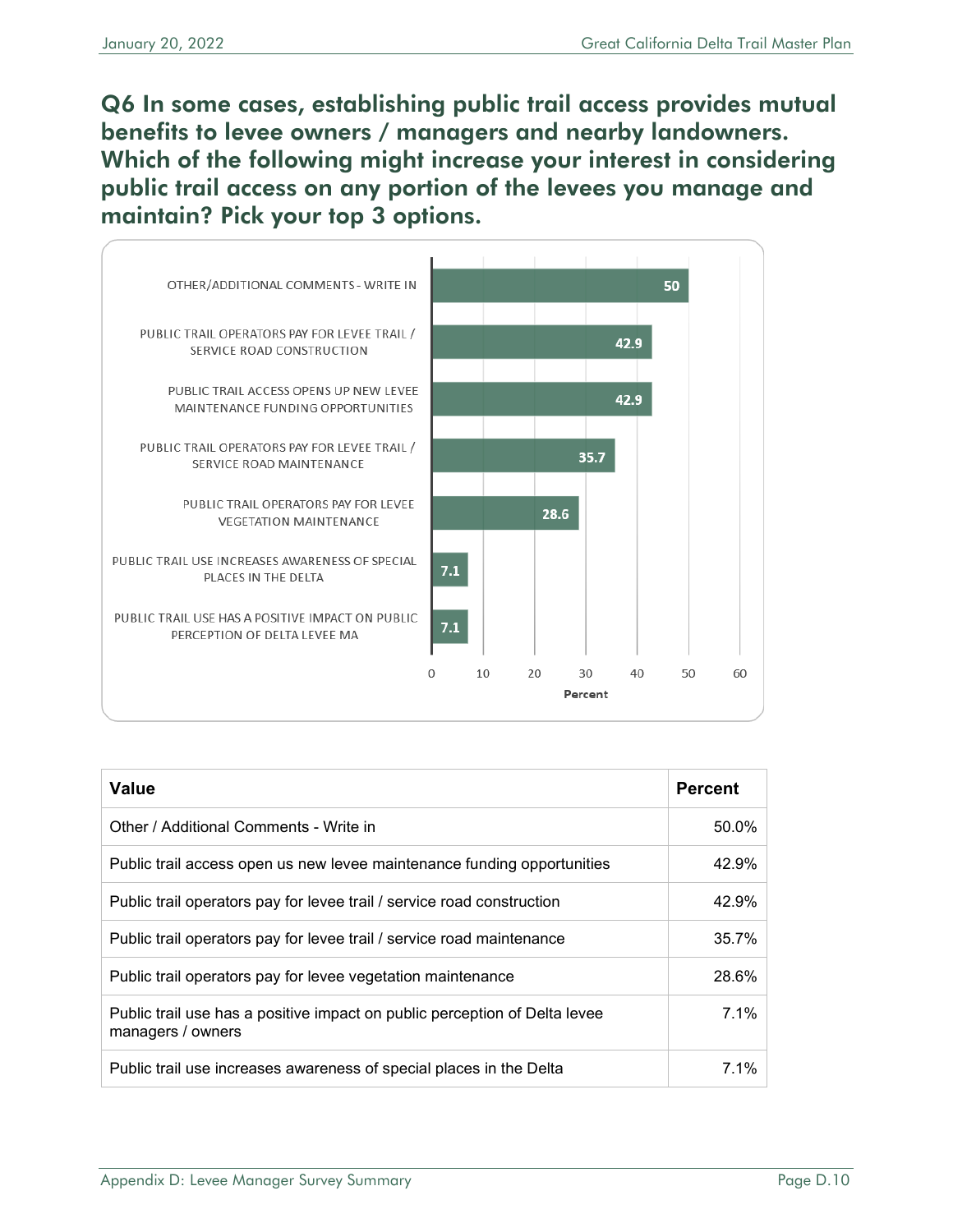## Q6 In some cases, establishing public trail access provides mutual benefits to levee owners / managers and nearby landowners. Which of the following might increase your interest in considering public trail access on any portion of the levees you manage and maintain? Pick your top 3 options.

| Value | Percent |
|---|---|
| OTHER/ADDITIONAL COMMENTS - WRITE IN | 50 |
| PUBLIC TRAIL OPERATORS PAY FOR LEVEE TRAIL / SERVICE ROAD CONSTRUCTION | 42.9 |
| PUBLIC TRAIL ACCESS OPENS UP NEW LEVEE MAINTENANCE FUNDING OPPORTUNITIES | 42.9 |
| PUBLIC TRAIL OPERATORS PAY FOR LEVEE TRAIL / SERVICE ROAD MAINTENANCE | 35.7 |
| PUBLIC TRAIL OPERATORS PAY FOR LEVEE VEGETATION MAINTENANCE | 28.6 |
| PUBLIC TRAIL USE INCREASES AWARENESS OF SPECIAL PLACES IN THE DELTA | 7.1 |
| PUBLIC TRAIL USE HAS A POSITIVE IMPACT ON PUBLIC PERCEPTION OF DELTA LEVEE MA | 7.1 |

| Value | Percent |
|---|---|
| Other / Additional Comments - Write in | 50.0% |
| Public trail access open us new levee maintenance funding opportunities | 42.9% |
| Public trail operators pay for levee trail / service road construction | 42.9% |
| Public trail operators pay for levee trail / service road maintenance | 35.7% |
| Public trail operators pay for levee vegetation maintenance | 28.6% |
| Public trail use has a positive impact on public perception of Delta levee managers / owners | 7.1% |
| Public trail use increases awareness of special places in the Delta | 7.1% |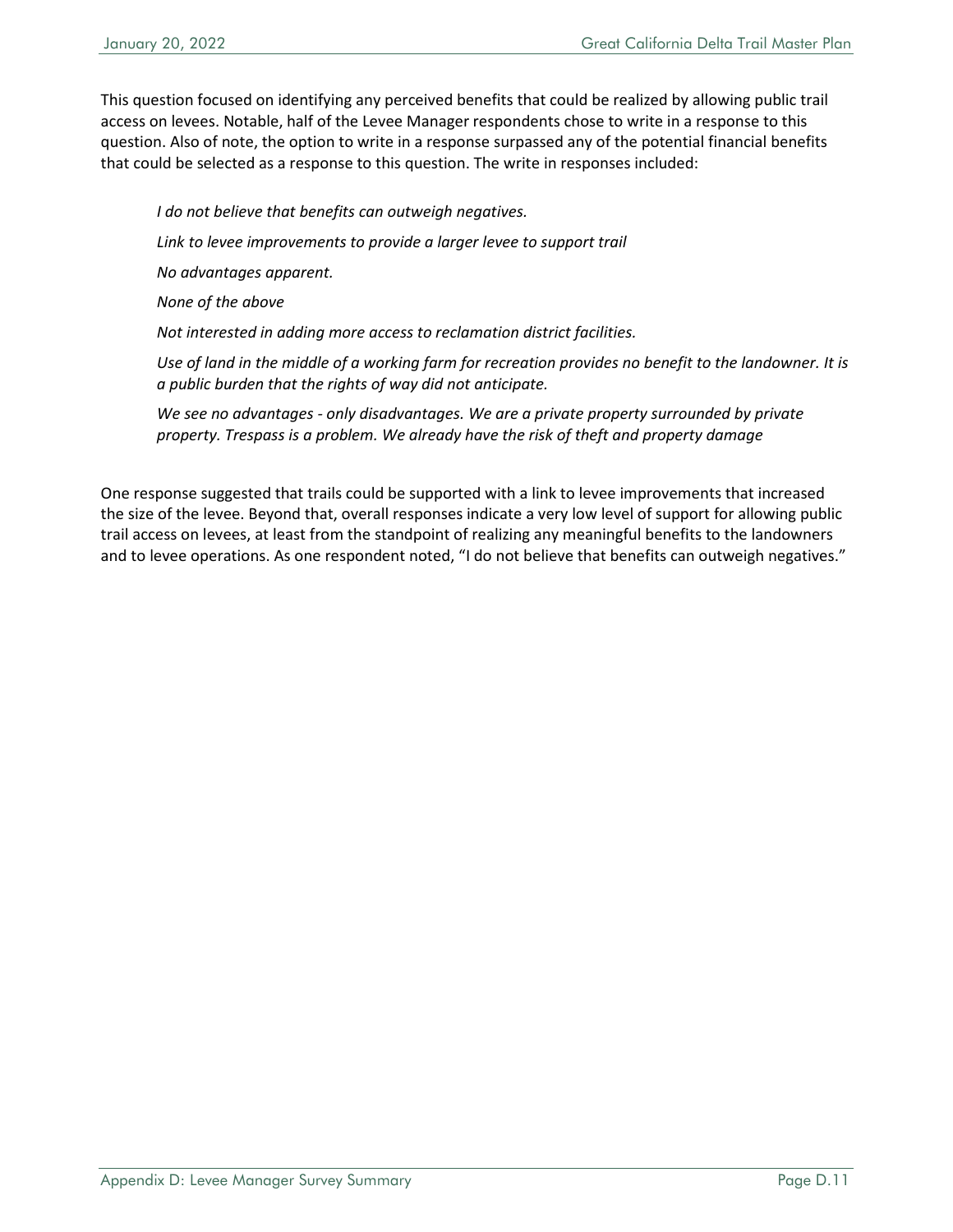This question focused on identifying any perceived benefits that could be realized by allowing public trail access on levees. Notable, half of the Levee Manager respondents chose to write in a response to this question. Also of note, the option to write in a response surpassed any of the potential financial benefits that could be selected as a response to this question. The write in responses included:

> *I do not believe that benefits can outweigh negatives.*
>
> *Link to levee improvements to provide a larger levee to support trail*
>
> *No advantages apparent.*
>
> *None of the above*
>
> *Not interested in adding more access to reclamation district facilities.*
>
> *Use of land in the middle of a working farm for recreation provides no benefit to the landowner. It is a public burden that the rights of way did not anticipate.*
>
> *We see no advantages - only disadvantages. We are a private property surrounded by private property. Trespass is a problem. We already have the risk of theft and property damage*

One response suggested that trails could be supported with a link to levee improvements that increased the size of the levee. Beyond that, overall responses indicate a very low level of support for allowing public trail access on levees, at least from the standpoint of realizing any meaningful benefits to the landowners and to levee operations. As one respondent noted, "I do not believe that benefits can outweigh negatives."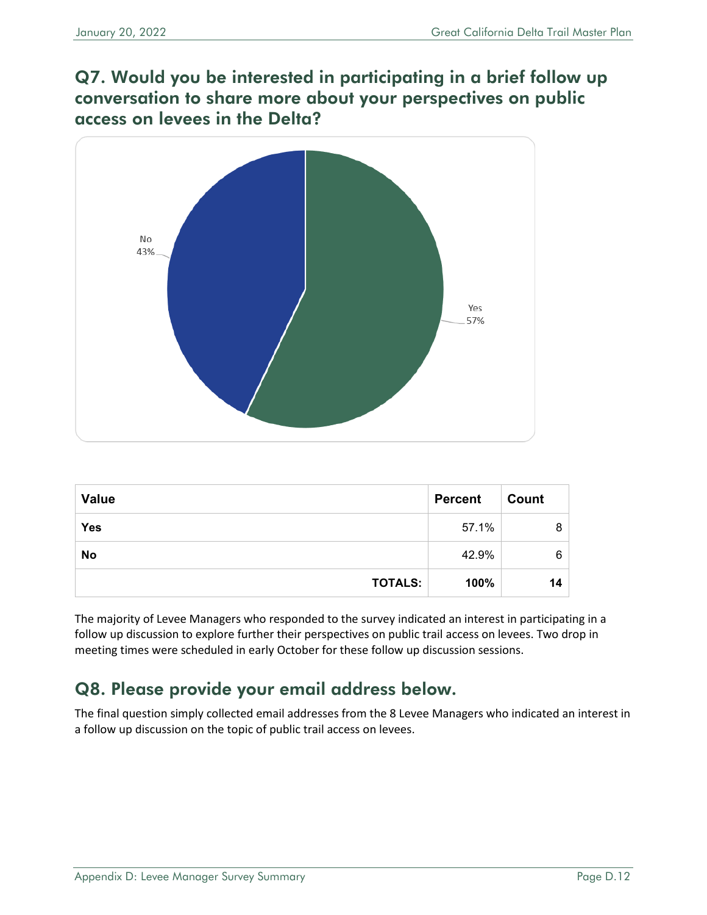## Q7. Would you be interested in participating in a brief follow up conversation to share more about your perspectives on public access on levees in the Delta?

No
43%

Yes
57%

| Value | Percent | Count |
|---|---|---|
| **Yes** | 57.1% | 8 |
| **No** | 42.9% | 6 |
| **TOTALS:** | **100%** | **14** |

The majority of Levee Managers who responded to the survey indicated an interest in participating in a follow up discussion to explore further their perspectives on public trail access on levees. Two drop in meeting times were scheduled in early October for these follow up discussion sessions.

## Q8. Please provide your email address below.

The final question simply collected email addresses from the 8 Levee Managers who indicated an interest in a follow up discussion on the topic of public trail access on levees.